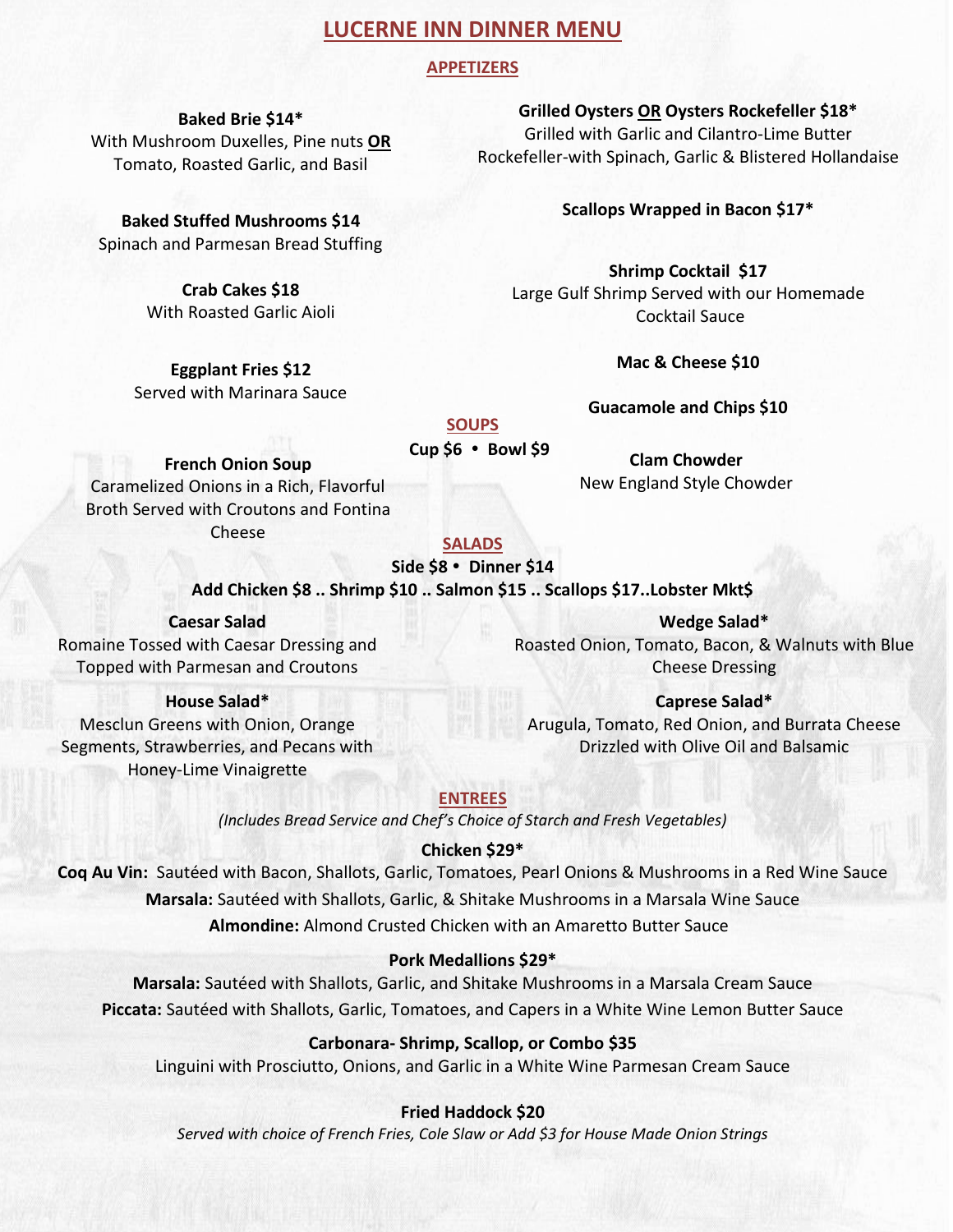# LUCERNE INN DINNER MENU

## APPETIZERS

**Baked Brie $14***
With Mushroom Duxelles, Pine nuts **OR** Tomato, Roasted Garlic, and Basil

**Baked Stuffed Mushrooms $14**
Spinach and Parmesan Bread Stuffing

**Crab Cakes $18**
With Roasted Garlic Aioli

**Eggplant Fries $12**
Served with Marinara Sauce

**Grilled Oysters OR Oysters Rockefeller $18***
Grilled with Garlic and Cilantro-Lime Butter
Rockefeller-with Spinach, Garlic & Blistered Hollandaise

**Scallops Wrapped in Bacon $17***

**Shrimp Cocktail $17**
Large Gulf Shrimp Served with our Homemade Cocktail Sauce

**Mac & Cheese $10**

**Guacamole and Chips $10**

## SOUPS

**Cup $6 • Bowl $9**

**French Onion Soup**
Caramelized Onions in a Rich, Flavorful Broth Served with Croutons and Fontina Cheese

**Clam Chowder**
New England Style Chowder

## SALADS

**Side $8 • Dinner $14**

**Add Chicken $8 .. Shrimp $10 .. Salmon $15 .. Scallops $17..Lobster Mkt$**

**Caesar Salad**
Romaine Tossed with Caesar Dressing and Topped with Parmesan and Croutons

**House Salad***
Mesclun Greens with Onion, Orange Segments, Strawberries, and Pecans with Honey-Lime Vinaigrette

**Wedge Salad***
Roasted Onion, Tomato, Bacon, & Walnuts with Blue Cheese Dressing

**Caprese Salad***
Arugula, Tomato, Red Onion, and Burrata Cheese Drizzled with Olive Oil and Balsamic

## ENTREES

*(Includes Bread Service and Chef's Choice of Starch and Fresh Vegetables)*

**Chicken $29***

**Coq Au Vin:** Sautéed with Bacon, Shallots, Garlic, Tomatoes, Pearl Onions & Mushrooms in a Red Wine Sauce

**Marsala:** Sautéed with Shallots, Garlic, & Shitake Mushrooms in a Marsala Wine Sauce

**Almondine:** Almond Crusted Chicken with an Amaretto Butter Sauce

**Pork Medallions $29***

**Marsala:** Sautéed with Shallots, Garlic, and Shitake Mushrooms in a Marsala Cream Sauce

**Piccata:** Sautéed with Shallots, Garlic, Tomatoes, and Capers in a White Wine Lemon Butter Sauce

**Carbonara- Shrimp, Scallop, or Combo $35**
Linguini with Prosciutto, Onions, and Garlic in a White Wine Parmesan Cream Sauce

**Fried Haddock $20**
*Served with choice of French Fries, Cole Slaw or Add $3 for House Made Onion Strings*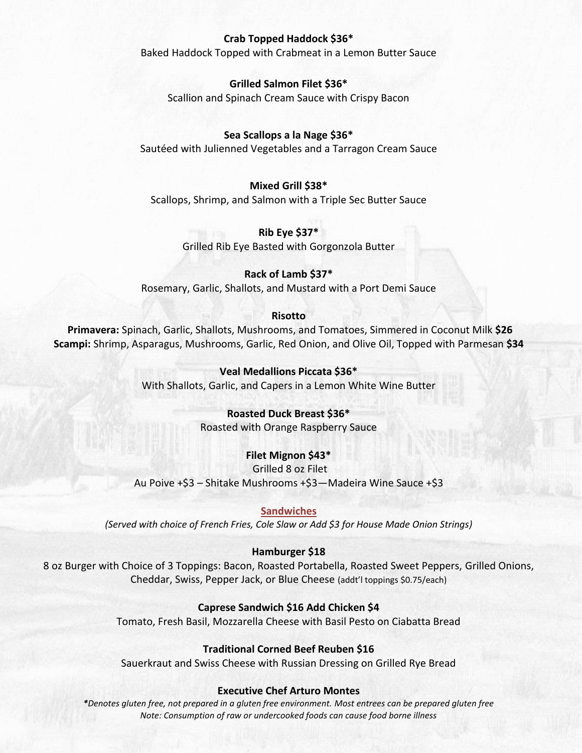**Crab Topped Haddock $36***

Baked Haddock Topped with Crabmeat in a Lemon Butter Sauce

**Grilled Salmon Filet $36***

Scallion and Spinach Cream Sauce with Crispy Bacon

**Sea Scallops a la Nage $36***

Sautéed with Julienned Vegetables and a Tarragon Cream Sauce

**Mixed Grill $38***

Scallops, Shrimp, and Salmon with a Triple Sec Butter Sauce

**Rib Eye $37***

Grilled Rib Eye Basted with Gorgonzola Butter

**Rack of Lamb $37***

Rosemary, Garlic, Shallots, and Mustard with a Port Demi Sauce

**Risotto**

**Primavera:** Spinach, Garlic, Shallots, Mushrooms, and Tomatoes, Simmered in Coconut Milk **$26**

**Scampi:** Shrimp, Asparagus, Mushrooms, Garlic, Red Onion, and Olive Oil, Topped with Parmesan **$34**

**Veal Medallions Piccata $36***

With Shallots, Garlic, and Capers in a Lemon White Wine Butter

**Roasted Duck Breast $36***

Roasted with Orange Raspberry Sauce

**Filet Mignon $43***

Grilled 8 oz Filet

Au Poive +$3 – Shitake Mushrooms +$3—Madeira Wine Sauce +$3

## Sandwiches

*(Served with choice of French Fries, Cole Slaw or Add $3 for House Made Onion Strings)*

**Hamburger $18**

8 oz Burger with Choice of 3 Toppings: Bacon, Roasted Portabella, Roasted Sweet Peppers, Grilled Onions, Cheddar, Swiss, Pepper Jack, or Blue Cheese (addt'l toppings $0.75/each)

**Caprese Sandwich $16 Add Chicken $4**

Tomato, Fresh Basil, Mozzarella Cheese with Basil Pesto on Ciabatta Bread

**Traditional Corned Beef Reuben $16**

Sauerkraut and Swiss Cheese with Russian Dressing on Grilled Rye Bread

**Executive Chef Arturo Montes**

****Denotes gluten free, not prepared in a gluten free environment. Most entrees can be prepared gluten free***

*Note: Consumption of raw or undercooked foods can cause food borne illness*